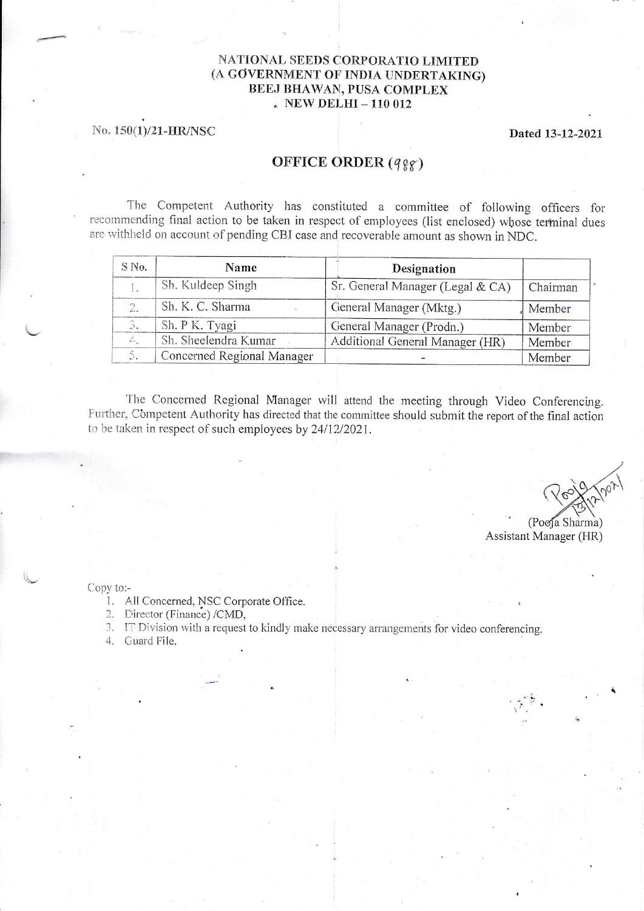NATIONAL SEEDS CORPORATIO LIMITED
(A GOVERNMENT OF INDIA UNDERTAKING)
BEEJ BHAWAN, PUSA COMPLEX
NEW DELHI – 110 012

No. 150(1)/21-HR/NSC

**Dated 13-12-2021**

## OFFICE ORDER (988)

The Competent Authority has constituted a committee of following officers for recommending final action to be taken in respect of employees (list enclosed) whose terminal dues are withheld on account of pending CBI case and recoverable amount as shown in NDC.

| S No. | Name | Designation | |
|---|---|---|---|
| 1. | Sh. Kuldeep Singh | Sr. General Manager (Legal & CA) | Chairman |
| 2. | Sh. K. C. Sharma | General Manager (Mktg.) | Member |
| 3. | Sh. P K. Tyagi | General Manager (Prodn.) | Member |
| 4. | Sh. Sheelendra Kumar | Additional General Manager (HR) | Member |
| 5. | Concerned Regional Manager | - | Member |

The Concerned Regional Manager will attend the meeting through Video Conferencing. Further, Competent Authority has directed that the committee should submit the report of the final action to be taken in respect of such employees by 24/12/2021.

Pooja 13/12/2021

(Pooja Sharma)
Assistant Manager (HR)

Copy to:-

1. All Concerned, NSC Corporate Office.
2. Director (Finance) /CMD,
3. IT Division with a request to kindly make necessary arrangements for video conferencing.
4. Guard File.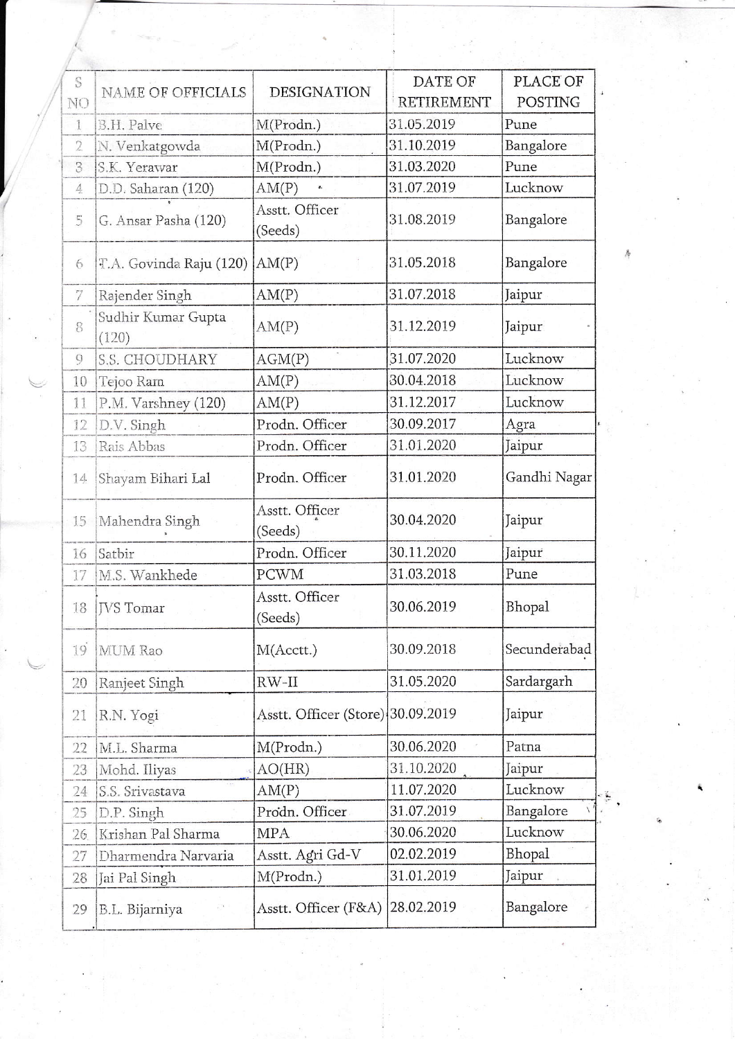| S NO | NAME OF OFFICIALS | DESIGNATION | DATE OF RETIREMENT | PLACE OF POSTING |
|---|---|---|---|---|
| 1 | B.H. Palve | M(Prodn.) | 31.05.2019 | Pune |
| 2 | N. Venkatgowda | M(Prodn.) | 31.10.2019 | Bangalore |
| 3 | S.K. Yerawar | M(Prodn.) | 31.03.2020 | Pune |
| 4 | D.D. Saharan (120) | AM(P) | 31.07.2019 | Lucknow |
| 5 | G. Ansar Pasha (120) | Asstt. Officer (Seeds) | 31.08.2019 | Bangalore |
| 6 | T.A. Govinda Raju (120) | AM(P) | 31.05.2018 | Bangalore |
| 7 | Rajender Singh | AM(P) | 31.07.2018 | Jaipur |
| 8 | Sudhir Kumar Gupta (120) | AM(P) | 31.12.2019 | Jaipur |
| 9 | S.S. CHOUDHARY | AGM(P) | 31.07.2020 | Lucknow |
| 10 | Tejoo Ram | AM(P) | 30.04.2018 | Lucknow |
| 11 | P.M. Varshney (120) | AM(P) | 31.12.2017 | Lucknow |
| 12 | D.V. Singh | Prodn. Officer | 30.09.2017 | Agra |
| 13 | Rais Abbas | Prodn. Officer | 31.01.2020 | Jaipur |
| 14 | Shayam Bihari Lal | Prodn. Officer | 31.01.2020 | Gandhi Nagar |
| 15 | Mahendra Singh | Asstt. Officer (Seeds) | 30.04.2020 | Jaipur |
| 16 | Satbir | Prodn. Officer | 30.11.2020 | Jaipur |
| 17 | M.S. Wankhede | PCWM | 31.03.2018 | Pune |
| 18 | JVS Tomar | Asstt. Officer (Seeds) | 30.06.2019 | Bhopal |
| 19 | MUM Rao | M(Acctt.) | 30.09.2018 | Secunderabad |
| 20 | Ranjeet Singh | RW-II | 31.05.2020 | Sardargarh |
| 21 | R.N. Yogi | Asstt. Officer (Store) | 30.09.2019 | Jaipur |
| 22 | M.L. Sharma | M(Prodn.) | 30.06.2020 | Patna |
| 23 | Mohd. Iliyas | AO(HR) | 31.10.2020 | Jaipur |
| 24 | S.S. Srivastava | AM(P) | 11.07.2020 | Lucknow |
| 25 | D.P. Singh | Prodn. Officer | 31.07.2019 | Bangalore |
| 26 | Krishan Pal Sharma | MPA | 30.06.2020 | Lucknow |
| 27 | Dharmendra Narvaria | Asstt. Agri Gd-V | 02.02.2019 | Bhopal |
| 28 | Jai Pal Singh | M(Prodn.) | 31.01.2019 | Jaipur |
| 29 | B.L. Bijarniya | Asstt. Officer (F&A) | 28.02.2019 | Bangalore |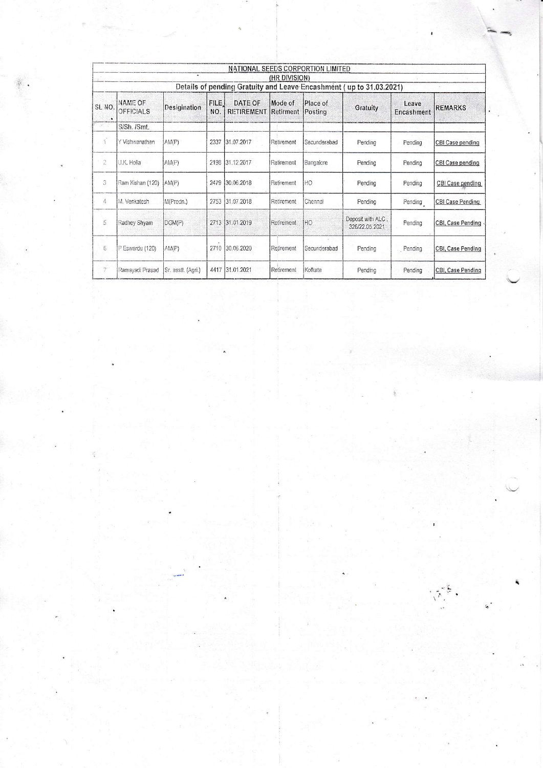| NATIONAL SEEDS CORPORTION LIMITED | | | | | | | | | |
|---|---|---|---|---|---|---|---|---|---|
| (HR DIVISION) | | | | | | | | | |
| Details of pending Gratuity and Leave Encashment ( up to 31.03.2021) | | | | | | | | | |
| SL NO. | NAME OF OFFICIALS | Desigination | FILE NO. | DATE OF RETIREMENT | Mode of Retirment | Place of Posting | Gratuity | Leave Encashment | REMARKS |
| | S/Sh. /Smt. | | | | | | | | |
| 1 | Y Vishwanathan | AM(P) | 2337 | 31.07.2017 | Retirement | Secunderabad | Pending | Pending | CBI Case pending |
| 2 | U.K. Holla | AM(P) | 2198 | 31.12.2017 | Retirement | Bangalore | Pending | Pending | CBI Case pending |
| 3 | Ram Kishan (120) | AM(P) | 2479 | 30.06.2018 | Retirement | HO | Pending | Pending | CBI Case pending |
| 4 | M. Venkatesh | M(Prodn.) | 2753 | 31.07.2018 | Retirement | Chennai | Pending | Pending | CBI Case Pending |
| 5 | Radhey Shyam | DGM(P) | 2713 | 31.01.2019 | Retirement | HO | Deposit with ALC , 326/22.05.2021 | Pending | CBI, Case Pending |
| 6 | P Eswardu (120) | AM(P) | 2710 | 30.06.2020 | Retirement | Secunderabad | Pending | Pending | CBI, Case Pending |
| 7 | Ramayadi Prasad | Sr. asstt. (Agri.) | 4417 | 31.01.2021 | Retirement | Kolkata | Pending | Pending | CBI, Case Pending |